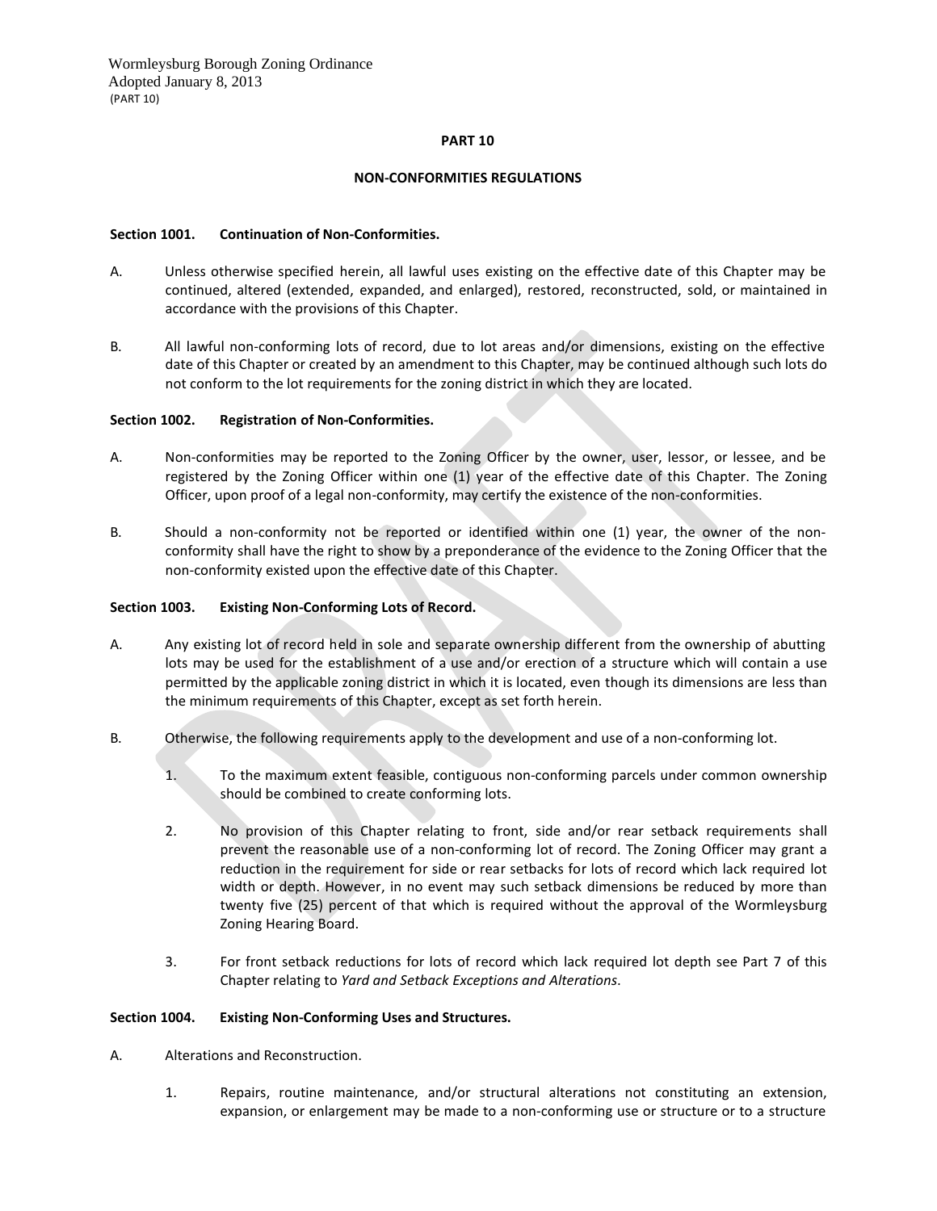# PART 10

## NON-CONFORMITIES REGULATIONS

### Section 1001. Continuation of Non-Conformities.

A. Unless otherwise specified herein, all lawful uses existing on the effective date of this Chapter may be continued, altered (extended, expanded, and enlarged), restored, reconstructed, sold, or maintained in accordance with the provisions of this Chapter.

B. All lawful non-conforming lots of record, due to lot areas and/or dimensions, existing on the effective date of this Chapter or created by an amendment to this Chapter, may be continued although such lots do not conform to the lot requirements for the zoning district in which they are located.

### Section 1002. Registration of Non-Conformities.

A. Non-conformities may be reported to the Zoning Officer by the owner, user, lessor, or lessee, and be registered by the Zoning Officer within one (1) year of the effective date of this Chapter. The Zoning Officer, upon proof of a legal non-conformity, may certify the existence of the non-conformities.

B. Should a non-conformity not be reported or identified within one (1) year, the owner of the non-conformity shall have the right to show by a preponderance of the evidence to the Zoning Officer that the non-conformity existed upon the effective date of this Chapter.

### Section 1003. Existing Non-Conforming Lots of Record.

A. Any existing lot of record held in sole and separate ownership different from the ownership of abutting lots may be used for the establishment of a use and/or erection of a structure which will contain a use permitted by the applicable zoning district in which it is located, even though its dimensions are less than the minimum requirements of this Chapter, except as set forth herein.

B. Otherwise, the following requirements apply to the development and use of a non-conforming lot.

1. To the maximum extent feasible, contiguous non-conforming parcels under common ownership should be combined to create conforming lots.

2. No provision of this Chapter relating to front, side and/or rear setback requirements shall prevent the reasonable use of a non-conforming lot of record. The Zoning Officer may grant a reduction in the requirement for side or rear setbacks for lots of record which lack required lot width or depth. However, in no event may such setback dimensions be reduced by more than twenty five (25) percent of that which is required without the approval of the Wormleysburg Zoning Hearing Board.

3. For front setback reductions for lots of record which lack required lot depth see Part 7 of this Chapter relating to *Yard and Setback Exceptions and Alterations*.

### Section 1004. Existing Non-Conforming Uses and Structures.

A. Alterations and Reconstruction.

1. Repairs, routine maintenance, and/or structural alterations not constituting an extension, expansion, or enlargement may be made to a non-conforming use or structure or to a structure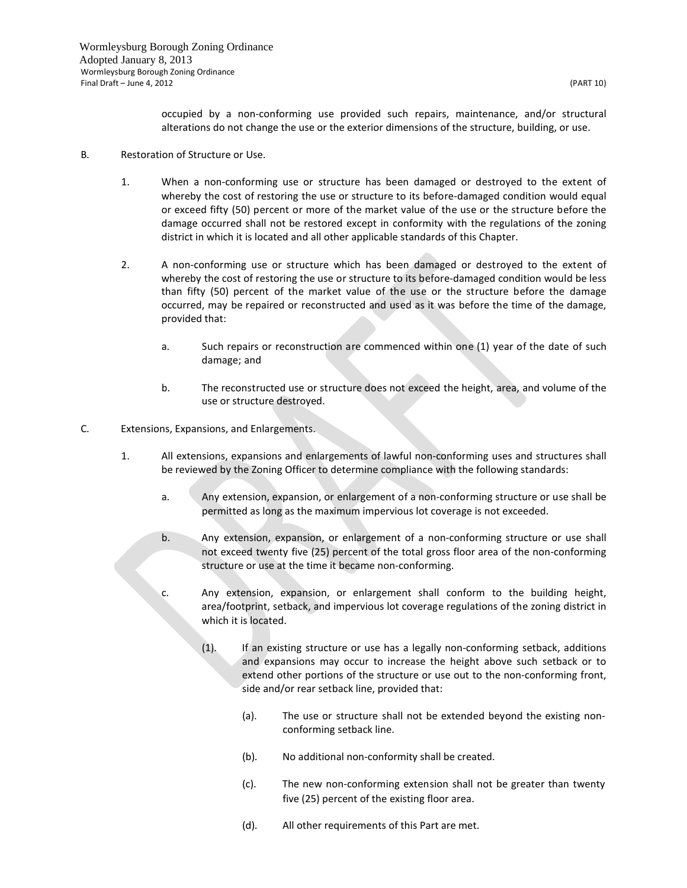occupied by a non-conforming use provided such repairs, maintenance, and/or structural alterations do not change the use or the exterior dimensions of the structure, building, or use.

B. Restoration of Structure or Use.

1. When a non-conforming use or structure has been damaged or destroyed to the extent of whereby the cost of restoring the use or structure to its before-damaged condition would equal or exceed fifty (50) percent or more of the market value of the use or the structure before the damage occurred shall not be restored except in conformity with the regulations of the zoning district in which it is located and all other applicable standards of this Chapter.

2. A non-conforming use or structure which has been damaged or destroyed to the extent of whereby the cost of restoring the use or structure to its before-damaged condition would be less than fifty (50) percent of the market value of the use or the structure before the damage occurred, may be repaired or reconstructed and used as it was before the time of the damage, provided that:

   a. Such repairs or reconstruction are commenced within one (1) year of the date of such damage; and

   b. The reconstructed use or structure does not exceed the height, area, and volume of the use or structure destroyed.

C. Extensions, Expansions, and Enlargements.

1. All extensions, expansions and enlargements of lawful non-conforming uses and structures shall be reviewed by the Zoning Officer to determine compliance with the following standards:

   a. Any extension, expansion, or enlargement of a non-conforming structure or use shall be permitted as long as the maximum impervious lot coverage is not exceeded.

   b. Any extension, expansion, or enlargement of a non-conforming structure or use shall not exceed twenty five (25) percent of the total gross floor area of the non-conforming structure or use at the time it became non-conforming.

   c. Any extension, expansion, or enlargement shall conform to the building height, area/footprint, setback, and impervious lot coverage regulations of the zoning district in which it is located.

      (1). If an existing structure or use has a legally non-conforming setback, additions and expansions may occur to increase the height above such setback or to extend other portions of the structure or use out to the non-conforming front, side and/or rear setback line, provided that:

         (a). The use or structure shall not be extended beyond the existing non-conforming setback line.

         (b). No additional non-conformity shall be created.

         (c). The new non-conforming extension shall not be greater than twenty five (25) percent of the existing floor area.

         (d). All other requirements of this Part are met.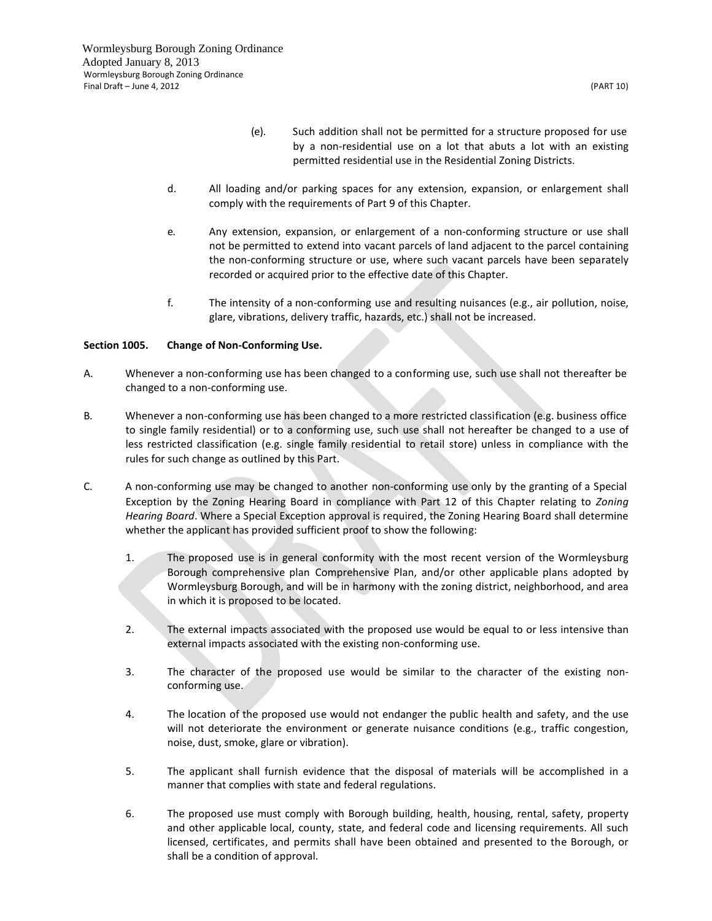(e). Such addition shall not be permitted for a structure proposed for use by a non-residential use on a lot that abuts a lot with an existing permitted residential use in the Residential Zoning Districts.

d. All loading and/or parking spaces for any extension, expansion, or enlargement shall comply with the requirements of Part 9 of this Chapter.

e. Any extension, expansion, or enlargement of a non-conforming structure or use shall not be permitted to extend into vacant parcels of land adjacent to the parcel containing the non-conforming structure or use, where such vacant parcels have been separately recorded or acquired prior to the effective date of this Chapter.

f. The intensity of a non-conforming use and resulting nuisances (e.g., air pollution, noise, glare, vibrations, delivery traffic, hazards, etc.) shall not be increased.

**Section 1005. Change of Non-Conforming Use.**

A. Whenever a non-conforming use has been changed to a conforming use, such use shall not thereafter be changed to a non-conforming use.

B. Whenever a non-conforming use has been changed to a more restricted classification (e.g. business office to single family residential) or to a conforming use, such use shall not hereafter be changed to a use of less restricted classification (e.g. single family residential to retail store) unless in compliance with the rules for such change as outlined by this Part.

C. A non-conforming use may be changed to another non-conforming use only by the granting of a Special Exception by the Zoning Hearing Board in compliance with Part 12 of this Chapter relating to *Zoning Hearing Board*. Where a Special Exception approval is required, the Zoning Hearing Board shall determine whether the applicant has provided sufficient proof to show the following:

1. The proposed use is in general conformity with the most recent version of the Wormleysburg Borough comprehensive plan Comprehensive Plan, and/or other applicable plans adopted by Wormleysburg Borough, and will be in harmony with the zoning district, neighborhood, and area in which it is proposed to be located.

2. The external impacts associated with the proposed use would be equal to or less intensive than external impacts associated with the existing non-conforming use.

3. The character of the proposed use would be similar to the character of the existing non-conforming use.

4. The location of the proposed use would not endanger the public health and safety, and the use will not deteriorate the environment or generate nuisance conditions (e.g., traffic congestion, noise, dust, smoke, glare or vibration).

5. The applicant shall furnish evidence that the disposal of materials will be accomplished in a manner that complies with state and federal regulations.

6. The proposed use must comply with Borough building, health, housing, rental, safety, property and other applicable local, county, state, and federal code and licensing requirements. All such licensed, certificates, and permits shall have been obtained and presented to the Borough, or shall be a condition of approval.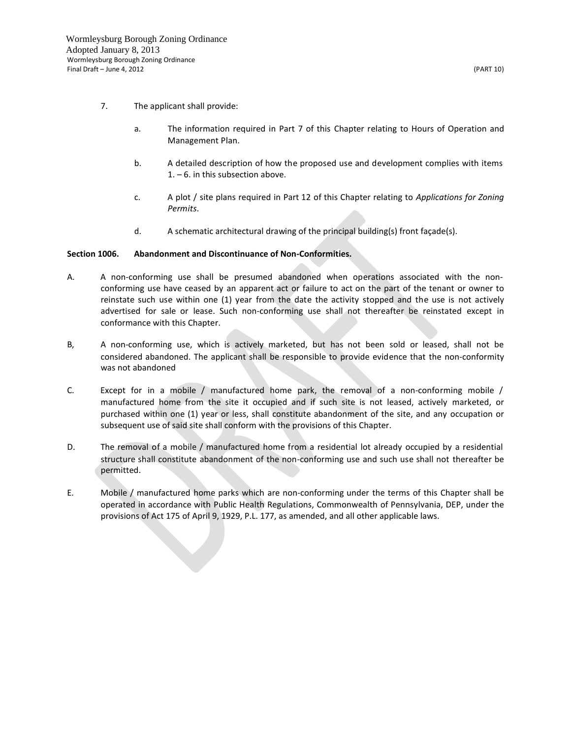7. The applicant shall provide:

   a. The information required in Part 7 of this Chapter relating to Hours of Operation and Management Plan.

   b. A detailed description of how the proposed use and development complies with items 1. – 6. in this subsection above.

   c. A plot / site plans required in Part 12 of this Chapter relating to *Applications for Zoning Permits*.

   d. A schematic architectural drawing of the principal building(s) front façade(s).

**Section 1006. Abandonment and Discontinuance of Non-Conformities.**

A. A non-conforming use shall be presumed abandoned when operations associated with the non-conforming use have ceased by an apparent act or failure to act on the part of the tenant or owner to reinstate such use within one (1) year from the date the activity stopped and the use is not actively advertised for sale or lease. Such non-conforming use shall not thereafter be reinstated except in conformance with this Chapter.

B, A non-conforming use, which is actively marketed, but has not been sold or leased, shall not be considered abandoned. The applicant shall be responsible to provide evidence that the non-conformity was not abandoned

C. Except for in a mobile / manufactured home park, the removal of a non-conforming mobile / manufactured home from the site it occupied and if such site is not leased, actively marketed, or purchased within one (1) year or less, shall constitute abandonment of the site, and any occupation or subsequent use of said site shall conform with the provisions of this Chapter.

D. The removal of a mobile / manufactured home from a residential lot already occupied by a residential structure shall constitute abandonment of the non-conforming use and such use shall not thereafter be permitted.

E. Mobile / manufactured home parks which are non-conforming under the terms of this Chapter shall be operated in accordance with Public Health Regulations, Commonwealth of Pennsylvania, DEP, under the provisions of Act 175 of April 9, 1929, P.L. 177, as amended, and all other applicable laws.